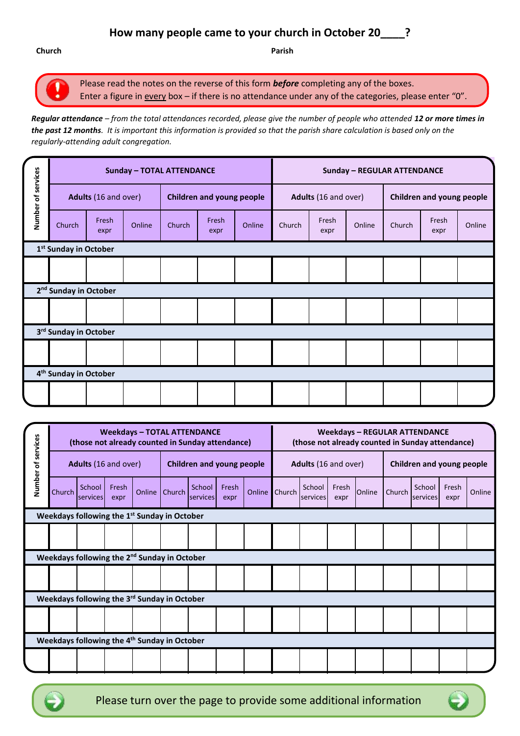# How many people came to your church in October 20____?

**Church** **Parish**

Please read the notes on the reverse of this form ***before*** completing any of the boxes.
Enter a figure in every box – if there is no attendance under any of the categories, please enter "0".

***Regular attendance*** *– from the total attendances recorded, please give the number of people who attended* ***12 or more times in the past 12 months****. It is important this information is provided so that the parish share calculation is based only on the regularly-attending adult congregation.*

| Number of services | Sunday – TOTAL ATTENDANCE | | | | | | Sunday – REGULAR ATTENDANCE | | | | | |
|---|---|---|---|---|---|---|---|---|---|---|---|---|
| | Adults (16 and over) | | | Children and young people | | | Adults (16 and over) | | | Children and young people | | |
| | Church | Fresh expr | Online | Church | Fresh expr | Online | Church | Fresh expr | Online | Church | Fresh expr | Online |
| **1st Sunday in October** | | | | | | | | | | | | |
| | | | | | | | | | | | | |
| **2nd Sunday in October** | | | | | | | | | | | | |
| | | | | | | | | | | | | |
| **3rd Sunday in October** | | | | | | | | | | | | |
| | | | | | | | | | | | | |
| **4th Sunday in October** | | | | | | | | | | | | |
| | | | | | | | | | | | | |

| Number of services | Weekdays – TOTAL ATTENDANCE (those not already counted in Sunday attendance) | | | | | | | | Weekdays – REGULAR ATTENDANCE (those not already counted in Sunday attendance) | | | | | | | |
|---|---|---|---|---|---|---|---|---|---|---|---|---|---|---|---|---|
| | Adults (16 and over) | | | | Children and young people | | | | Adults (16 and over) | | | | Children and young people | | | |
| | Church | School services | Fresh expr | Online | Church | School services | Fresh expr | Online | Church | School services | Fresh expr | Online | Church | School services | Fresh expr | Online |
| **Weekdays following the 1st Sunday in October** | | | | | | | | | | | | | | | | |
| | | | | | | | | | | | | | | | | |
| **Weekdays following the 2nd Sunday in October** | | | | | | | | | | | | | | | | |
| | | | | | | | | | | | | | | | | |
| **Weekdays following the 3rd Sunday in October** | | | | | | | | | | | | | | | | |
| | | | | | | | | | | | | | | | | |
| **Weekdays following the 4th Sunday in October** | | | | | | | | | | | | | | | | |
| | | | | | | | | | | | | | | | | |

Please turn over the page to provide some additional information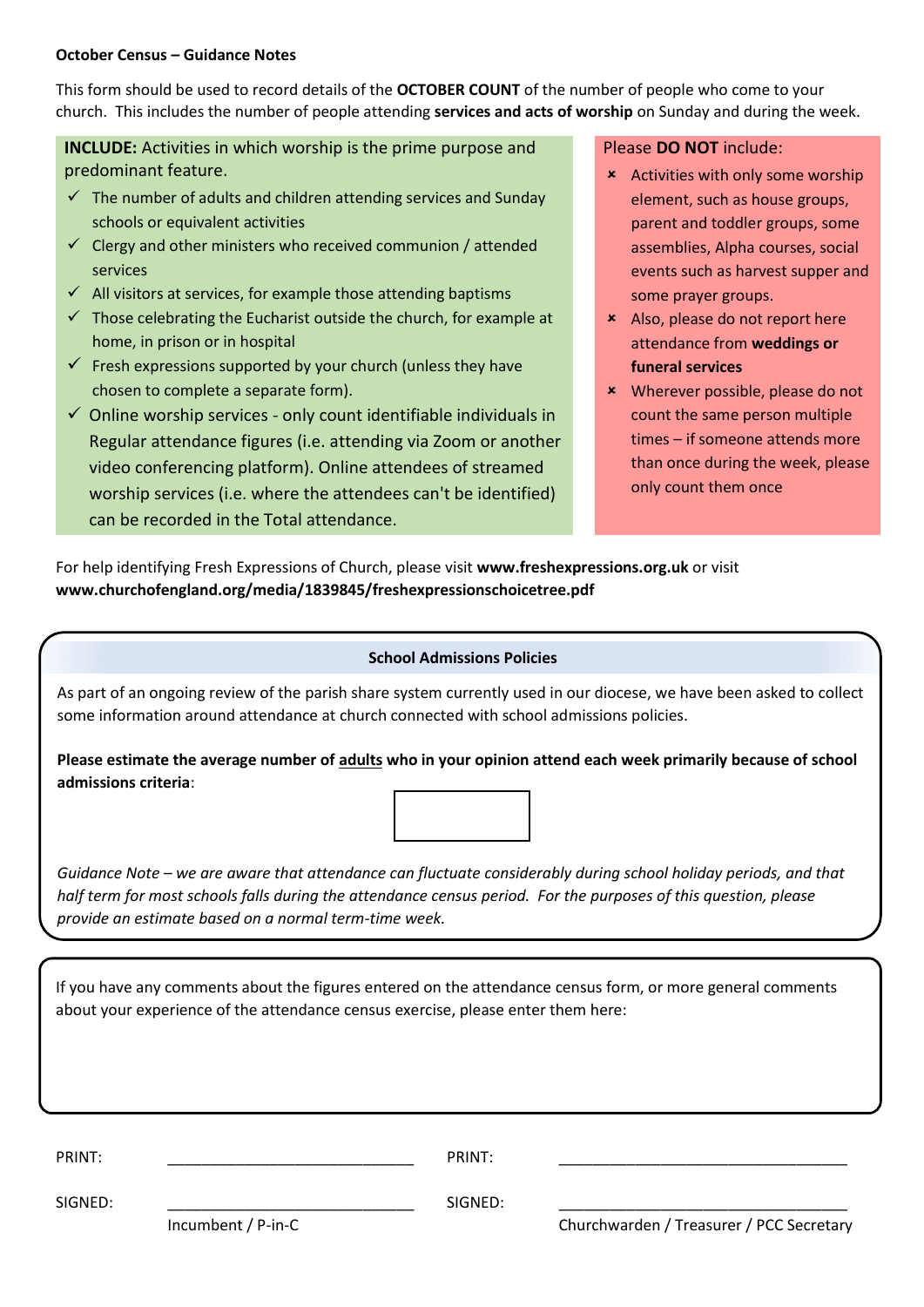**October Census – Guidance Notes**

This form should be used to record details of the **OCTOBER COUNT** of the number of people who come to your church. This includes the number of people attending **services and acts of worship** on Sunday and during the week.

**INCLUDE:** Activities in which worship is the prime purpose and predominant feature.

- ✓ The number of adults and children attending services and Sunday schools or equivalent activities
- ✓ Clergy and other ministers who received communion / attended services
- ✓ All visitors at services, for example those attending baptisms
- ✓ Those celebrating the Eucharist outside the church, for example at home, in prison or in hospital
- ✓ Fresh expressions supported by your church (unless they have chosen to complete a separate form).
- ✓ Online worship services - only count identifiable individuals in Regular attendance figures (i.e. attending via Zoom or another video conferencing platform). Online attendees of streamed worship services (i.e. where the attendees can't be identified) can be recorded in the Total attendance.

Please **DO NOT** include:

- ✗ Activities with only some worship element, such as house groups, parent and toddler groups, some assemblies, Alpha courses, social events such as harvest supper and some prayer groups.
- ✗ Also, please do not report here attendance from **weddings or funeral services**
- ✗ Wherever possible, please do not count the same person multiple times – if someone attends more than once during the week, please only count them once

For help identifying Fresh Expressions of Church, please visit **www.freshexpressions.org.uk** or visit **www.churchofengland.org/media/1839845/freshexpressionschoicetree.pdf**

**School Admissions Policies**

As part of an ongoing review of the parish share system currently used in our diocese, we have been asked to collect some information around attendance at church connected with school admissions policies.

**Please estimate the average number of adults who in your opinion attend each week primarily because of school admissions criteria**:

*Guidance Note – we are aware that attendance can fluctuate considerably during school holiday periods, and that half term for most schools falls during the attendance census period. For the purposes of this question, please provide an estimate based on a normal term-time week.*

If you have any comments about the figures entered on the attendance census form, or more general comments about your experience of the attendance census exercise, please enter them here:

PRINT: ____________________________ PRINT: ____________________________

SIGNED: ____________________________ SIGNED: ____________________________

Incumbent / P-in-C Churchwarden / Treasurer / PCC Secretary